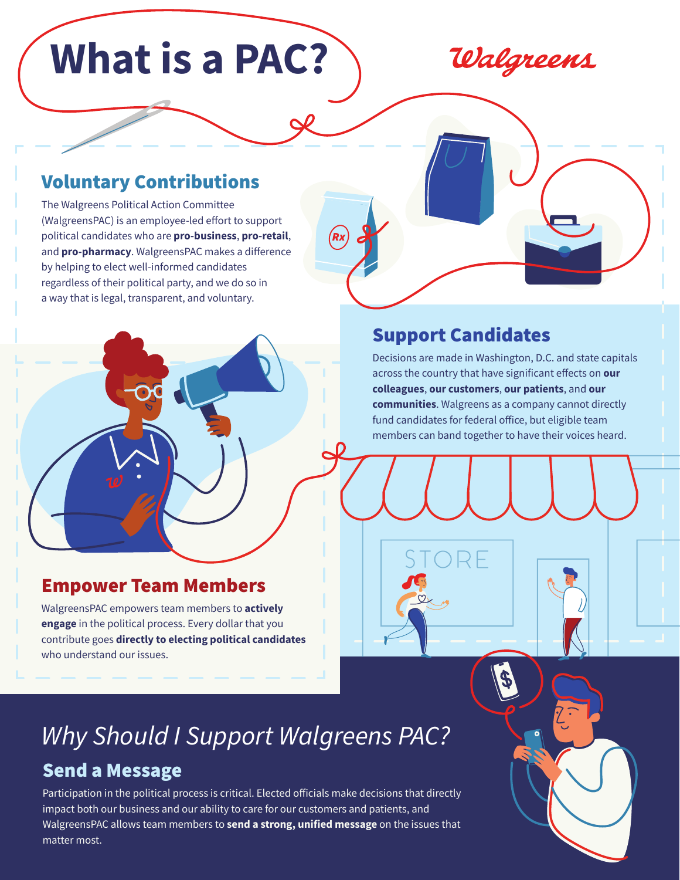# What is a PAC?

Walgreens

## Voluntary Contributions

The Walgreens Political Action Committee (WalgreensPAC) is an employee-led effort to support political candidates who are **pro-business**, **pro-retail**, and **pro-pharmacy**. WalgreensPAC makes a difference by helping to elect well-informed candidates regardless of their political party, and we do so in a way that is legal, transparent, and voluntary.

## Support Candidates

Decisions are made in Washington, D.C. and state capitals across the country that have significant effects on **our colleagues**, **our customers**, **our patients**, and **our communities**. Walgreens as a company cannot directly fund candidates for federal office, but eligible team members can band together to have their voices heard.

## Empower Team Members

WalgreensPAC empowers team members to **actively engage** in the political process. Every dollar that you contribute goes **directly to electing political candidates** who understand our issues.

# *Why Should I Support Walgreens PAC?*

## Send a Message

Participation in the political process is critical. Elected officials make decisions that directly impact both our business and our ability to care for our customers and patients, and WalgreensPAC allows team members to **send a strong, unified message** on the issues that matter most.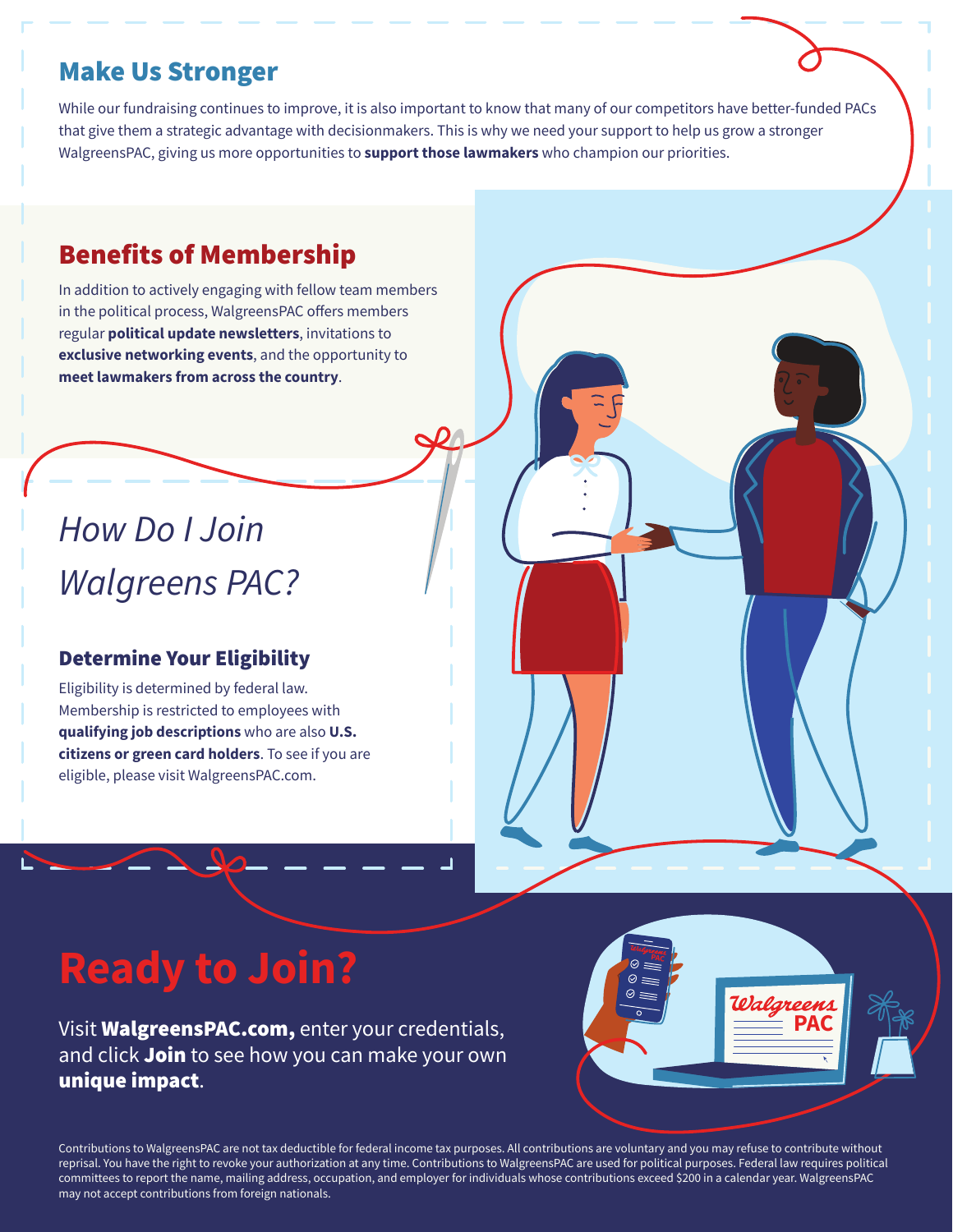## Make Us Stronger

While our fundraising continues to improve, it is also important to know that many of our competitors have better-funded PACs that give them a strategic advantage with decisionmakers. This is why we need your support to help us grow a stronger WalgreensPAC, giving us more opportunities to **support those lawmakers** who champion our priorities.

## Benefits of Membership

In addition to actively engaging with fellow team members in the political process, WalgreensPAC offers members regular **political update newsletters**, invitations to **exclusive networking events**, and the opportunity to **meet lawmakers from across the country**.

# *How Do I Join Walgreens PAC?*

### Determine Your Eligibility

Eligibility is determined by federal law. Membership is restricted to employees with **qualifying job descriptions** who are also **U.S. citizens or green card holders**. To see if you are eligible, please visit WalgreensPAC.com.

# Ready to Join?

Visit **WalgreensPAC.com,** enter your credentials, and click **Join** to see how you can make your own **unique impact**.

Contributions to WalgreensPAC are not tax deductible for federal income tax purposes. All contributions are voluntary and you may refuse to contribute without reprisal. You have the right to revoke your authorization at any time. Contributions to WalgreensPAC are used for political purposes. Federal law requires political committees to report the name, mailing address, occupation, and employer for individuals whose contributions exceed $200 in a calendar year. WalgreensPAC may not accept contributions from foreign nationals.